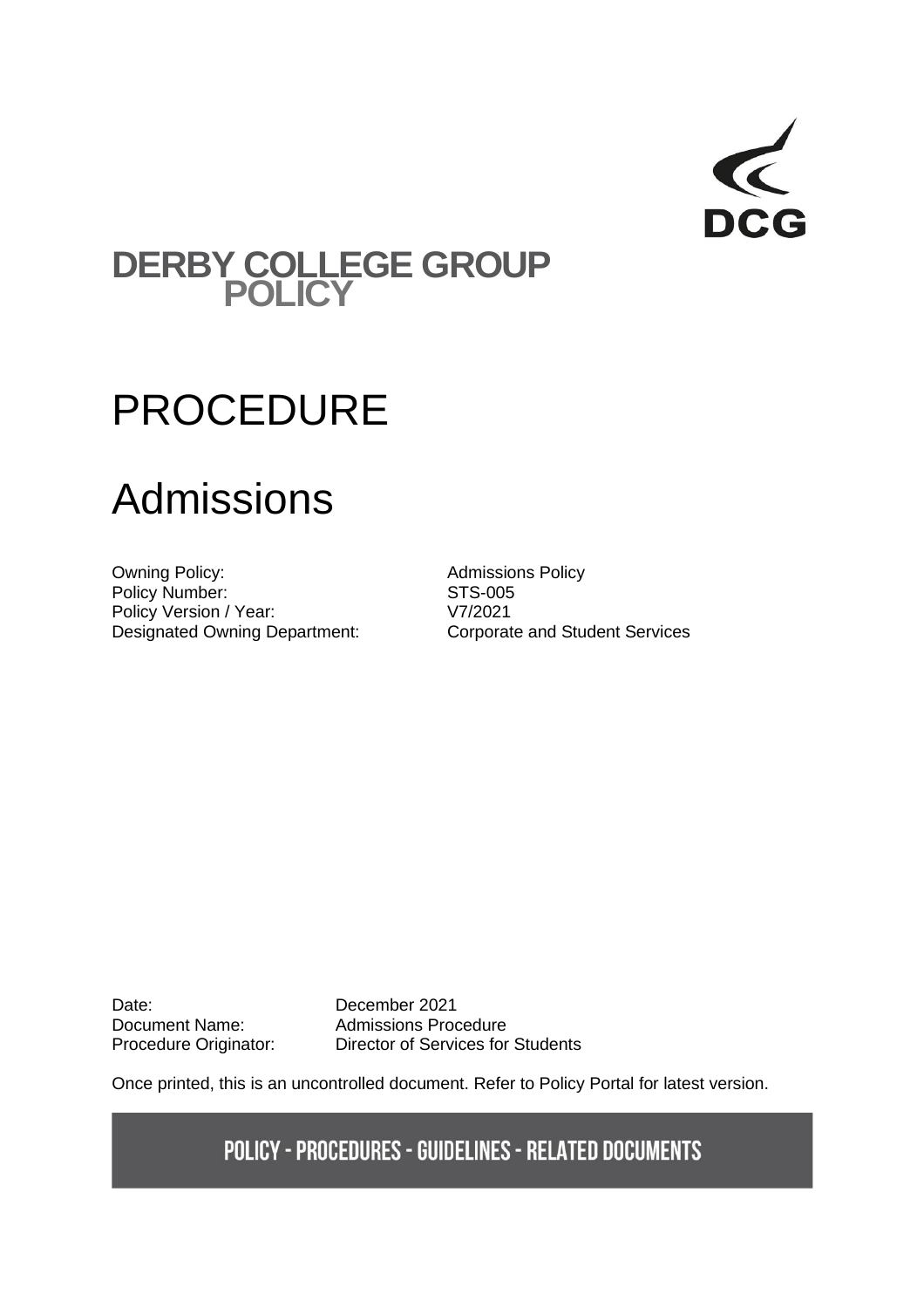DCG

# DERBY COLLEGE GROUP POLICY

# PROCEDURE

# Admissions

| | |
|---|---|
| Owning Policy: | Admissions Policy |
| Policy Number: | STS-005 |
| Policy Version / Year: | V7/2021 |
| Designated Owning Department: | Corporate and Student Services |

| | |
|---|---|
| Date: | December 2021 |
| Document Name: | Admissions Procedure |
| Procedure Originator: | Director of Services for Students |

Once printed, this is an uncontrolled document. Refer to Policy Portal for latest version.

**POLICY - PROCEDURES - GUIDELINES - RELATED DOCUMENTS**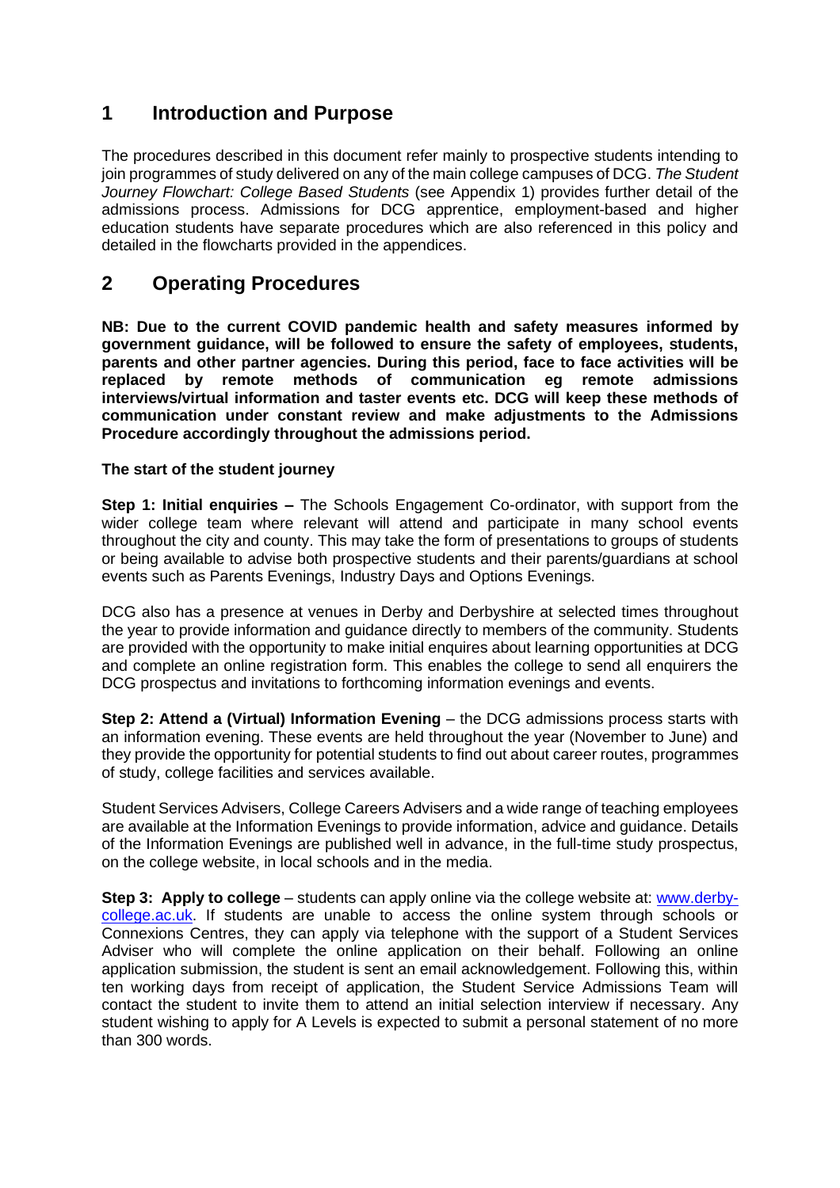## 1 Introduction and Purpose

The procedures described in this document refer mainly to prospective students intending to join programmes of study delivered on any of the main college campuses of DCG. *The Student Journey Flowchart: College Based Students* (see Appendix 1) provides further detail of the admissions process. Admissions for DCG apprentice, employment-based and higher education students have separate procedures which are also referenced in this policy and detailed in the flowcharts provided in the appendices.

## 2 Operating Procedures

**NB: Due to the current COVID pandemic health and safety measures informed by government guidance, will be followed to ensure the safety of employees, students, parents and other partner agencies. During this period, face to face activities will be replaced by remote methods of communication eg remote admissions interviews/virtual information and taster events etc. DCG will keep these methods of communication under constant review and make adjustments to the Admissions Procedure accordingly throughout the admissions period.**

**The start of the student journey**

**Step 1: Initial enquiries –** The Schools Engagement Co-ordinator, with support from the wider college team where relevant will attend and participate in many school events throughout the city and county. This may take the form of presentations to groups of students or being available to advise both prospective students and their parents/guardians at school events such as Parents Evenings, Industry Days and Options Evenings.

DCG also has a presence at venues in Derby and Derbyshire at selected times throughout the year to provide information and guidance directly to members of the community. Students are provided with the opportunity to make initial enquires about learning opportunities at DCG and complete an online registration form. This enables the college to send all enquirers the DCG prospectus and invitations to forthcoming information evenings and events.

**Step 2: Attend a (Virtual) Information Evening** – the DCG admissions process starts with an information evening. These events are held throughout the year (November to June) and they provide the opportunity for potential students to find out about career routes, programmes of study, college facilities and services available.

Student Services Advisers, College Careers Advisers and a wide range of teaching employees are available at the Information Evenings to provide information, advice and guidance. Details of the Information Evenings are published well in advance, in the full-time study prospectus, on the college website, in local schools and in the media.

**Step 3: Apply to college** – students can apply online via the college website at: [www.derby-college.ac.uk](www.derby-college.ac.uk). If students are unable to access the online system through schools or Connexions Centres, they can apply via telephone with the support of a Student Services Adviser who will complete the online application on their behalf. Following an online application submission, the student is sent an email acknowledgement. Following this, within ten working days from receipt of application, the Student Service Admissions Team will contact the student to invite them to attend an initial selection interview if necessary. Any student wishing to apply for A Levels is expected to submit a personal statement of no more than 300 words.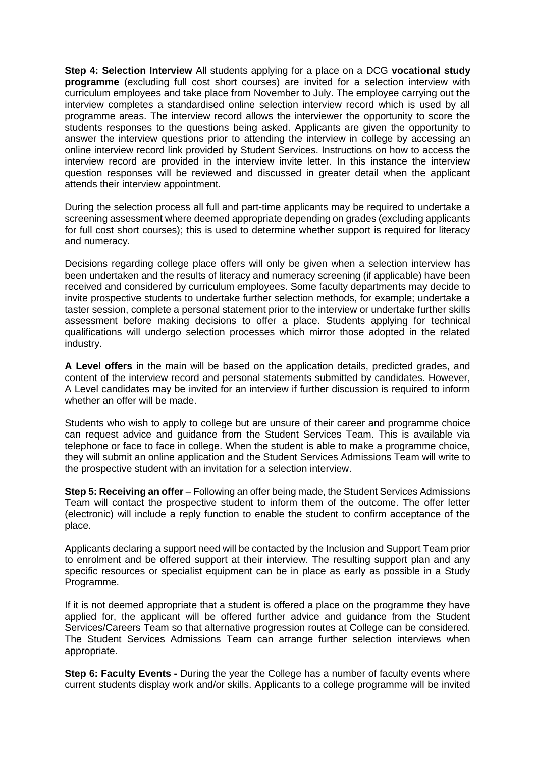**Step 4: Selection Interview** All students applying for a place on a DCG **vocational study programme** (excluding full cost short courses) are invited for a selection interview with curriculum employees and take place from November to July. The employee carrying out the interview completes a standardised online selection interview record which is used by all programme areas. The interview record allows the interviewer the opportunity to score the students responses to the questions being asked. Applicants are given the opportunity to answer the interview questions prior to attending the interview in college by accessing an online interview record link provided by Student Services. Instructions on how to access the interview record are provided in the interview invite letter. In this instance the interview question responses will be reviewed and discussed in greater detail when the applicant attends their interview appointment.

During the selection process all full and part-time applicants may be required to undertake a screening assessment where deemed appropriate depending on grades (excluding applicants for full cost short courses); this is used to determine whether support is required for literacy and numeracy.

Decisions regarding college place offers will only be given when a selection interview has been undertaken and the results of literacy and numeracy screening (if applicable) have been received and considered by curriculum employees. Some faculty departments may decide to invite prospective students to undertake further selection methods, for example; undertake a taster session, complete a personal statement prior to the interview or undertake further skills assessment before making decisions to offer a place. Students applying for technical qualifications will undergo selection processes which mirror those adopted in the related industry.

**A Level offers** in the main will be based on the application details, predicted grades, and content of the interview record and personal statements submitted by candidates. However, A Level candidates may be invited for an interview if further discussion is required to inform whether an offer will be made.

Students who wish to apply to college but are unsure of their career and programme choice can request advice and guidance from the Student Services Team. This is available via telephone or face to face in college. When the student is able to make a programme choice, they will submit an online application and the Student Services Admissions Team will write to the prospective student with an invitation for a selection interview.

**Step 5: Receiving an offer** – Following an offer being made, the Student Services Admissions Team will contact the prospective student to inform them of the outcome. The offer letter (electronic) will include a reply function to enable the student to confirm acceptance of the place.

Applicants declaring a support need will be contacted by the Inclusion and Support Team prior to enrolment and be offered support at their interview. The resulting support plan and any specific resources or specialist equipment can be in place as early as possible in a Study Programme.

If it is not deemed appropriate that a student is offered a place on the programme they have applied for, the applicant will be offered further advice and guidance from the Student Services/Careers Team so that alternative progression routes at College can be considered. The Student Services Admissions Team can arrange further selection interviews when appropriate.

**Step 6: Faculty Events -** During the year the College has a number of faculty events where current students display work and/or skills. Applicants to a college programme will be invited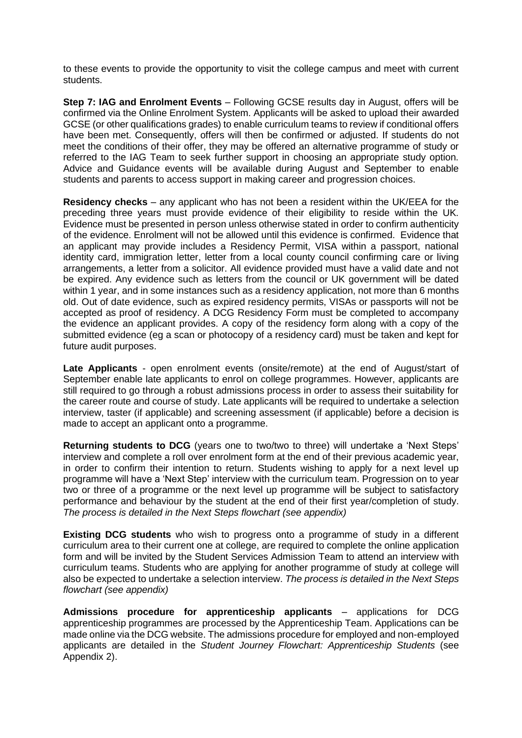to these events to provide the opportunity to visit the college campus and meet with current students.

**Step 7: IAG and Enrolment Events** – Following GCSE results day in August, offers will be confirmed via the Online Enrolment System. Applicants will be asked to upload their awarded GCSE (or other qualifications grades) to enable curriculum teams to review if conditional offers have been met. Consequently, offers will then be confirmed or adjusted. If students do not meet the conditions of their offer, they may be offered an alternative programme of study or referred to the IAG Team to seek further support in choosing an appropriate study option. Advice and Guidance events will be available during August and September to enable students and parents to access support in making career and progression choices.

**Residency checks** – any applicant who has not been a resident within the UK/EEA for the preceding three years must provide evidence of their eligibility to reside within the UK. Evidence must be presented in person unless otherwise stated in order to confirm authenticity of the evidence. Enrolment will not be allowed until this evidence is confirmed. Evidence that an applicant may provide includes a Residency Permit, VISA within a passport, national identity card, immigration letter, letter from a local county council confirming care or living arrangements, a letter from a solicitor. All evidence provided must have a valid date and not be expired. Any evidence such as letters from the council or UK government will be dated within 1 year, and in some instances such as a residency application, not more than 6 months old. Out of date evidence, such as expired residency permits, VISAs or passports will not be accepted as proof of residency. A DCG Residency Form must be completed to accompany the evidence an applicant provides. A copy of the residency form along with a copy of the submitted evidence (eg a scan or photocopy of a residency card) must be taken and kept for future audit purposes.

**Late Applicants** - open enrolment events (onsite/remote) at the end of August/start of September enable late applicants to enrol on college programmes. However, applicants are still required to go through a robust admissions process in order to assess their suitability for the career route and course of study. Late applicants will be required to undertake a selection interview, taster (if applicable) and screening assessment (if applicable) before a decision is made to accept an applicant onto a programme.

**Returning students to DCG** (years one to two/two to three) will undertake a 'Next Steps' interview and complete a roll over enrolment form at the end of their previous academic year, in order to confirm their intention to return. Students wishing to apply for a next level up programme will have a 'Next Step' interview with the curriculum team. Progression on to year two or three of a programme or the next level up programme will be subject to satisfactory performance and behaviour by the student at the end of their first year/completion of study. *The process is detailed in the Next Steps flowchart (see appendix)*

**Existing DCG students** who wish to progress onto a programme of study in a different curriculum area to their current one at college, are required to complete the online application form and will be invited by the Student Services Admission Team to attend an interview with curriculum teams. Students who are applying for another programme of study at college will also be expected to undertake a selection interview. *The process is detailed in the Next Steps flowchart (see appendix)*

**Admissions procedure for apprenticeship applicants** – applications for DCG apprenticeship programmes are processed by the Apprenticeship Team. Applications can be made online via the DCG website. The admissions procedure for employed and non-employed applicants are detailed in the *Student Journey Flowchart: Apprenticeship Students* (see Appendix 2).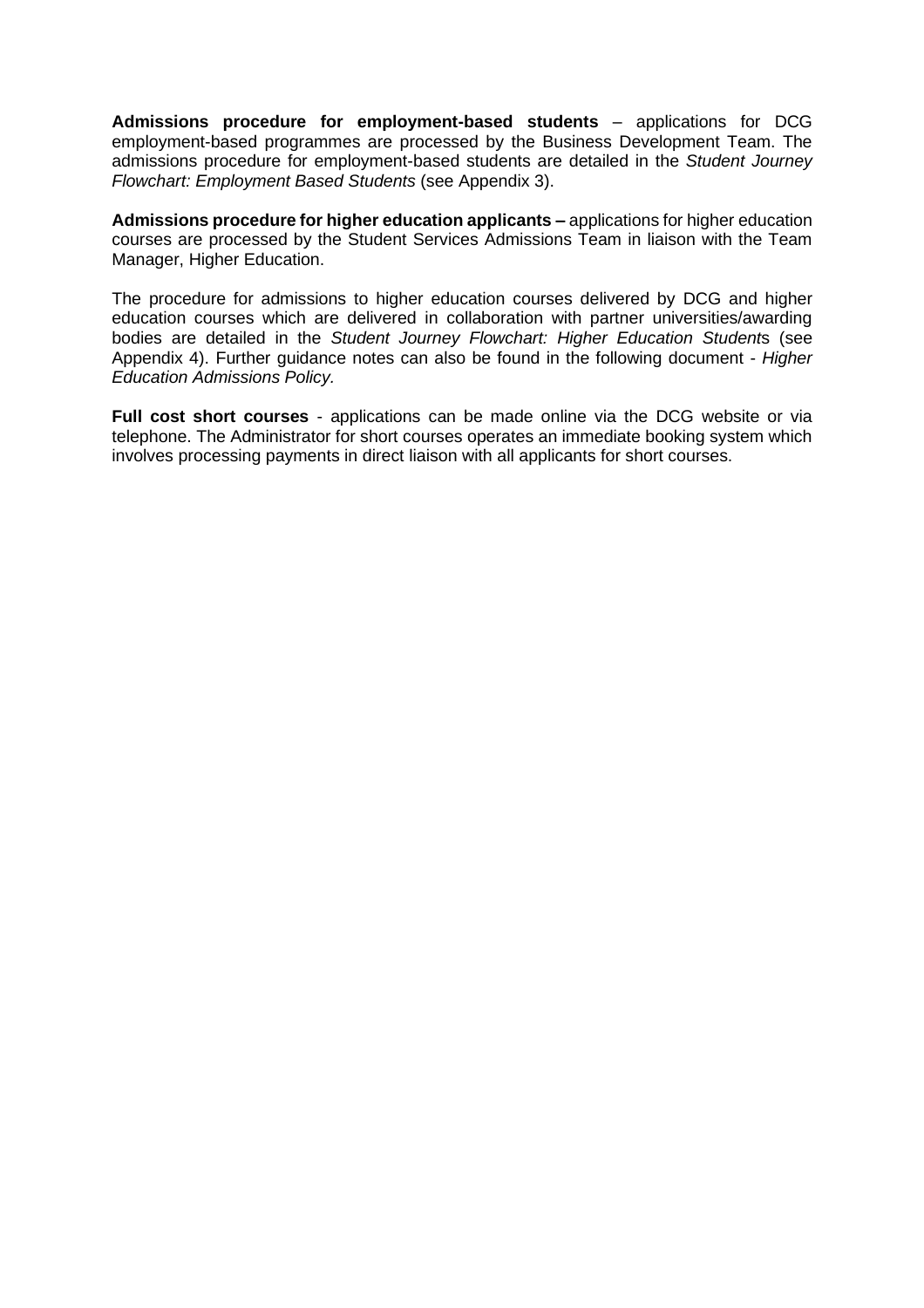**Admissions procedure for employment-based students** – applications for DCG employment-based programmes are processed by the Business Development Team. The admissions procedure for employment-based students are detailed in the *Student Journey Flowchart: Employment Based Students* (see Appendix 3).

**Admissions procedure for higher education applicants –** applications for higher education courses are processed by the Student Services Admissions Team in liaison with the Team Manager, Higher Education.

The procedure for admissions to higher education courses delivered by DCG and higher education courses which are delivered in collaboration with partner universities/awarding bodies are detailed in the *Student Journey Flowchart: Higher Education Student*s (see Appendix 4). Further guidance notes can also be found in the following document - *Higher Education Admissions Policy.*

**Full cost short courses** - applications can be made online via the DCG website or via telephone. The Administrator for short courses operates an immediate booking system which involves processing payments in direct liaison with all applicants for short courses.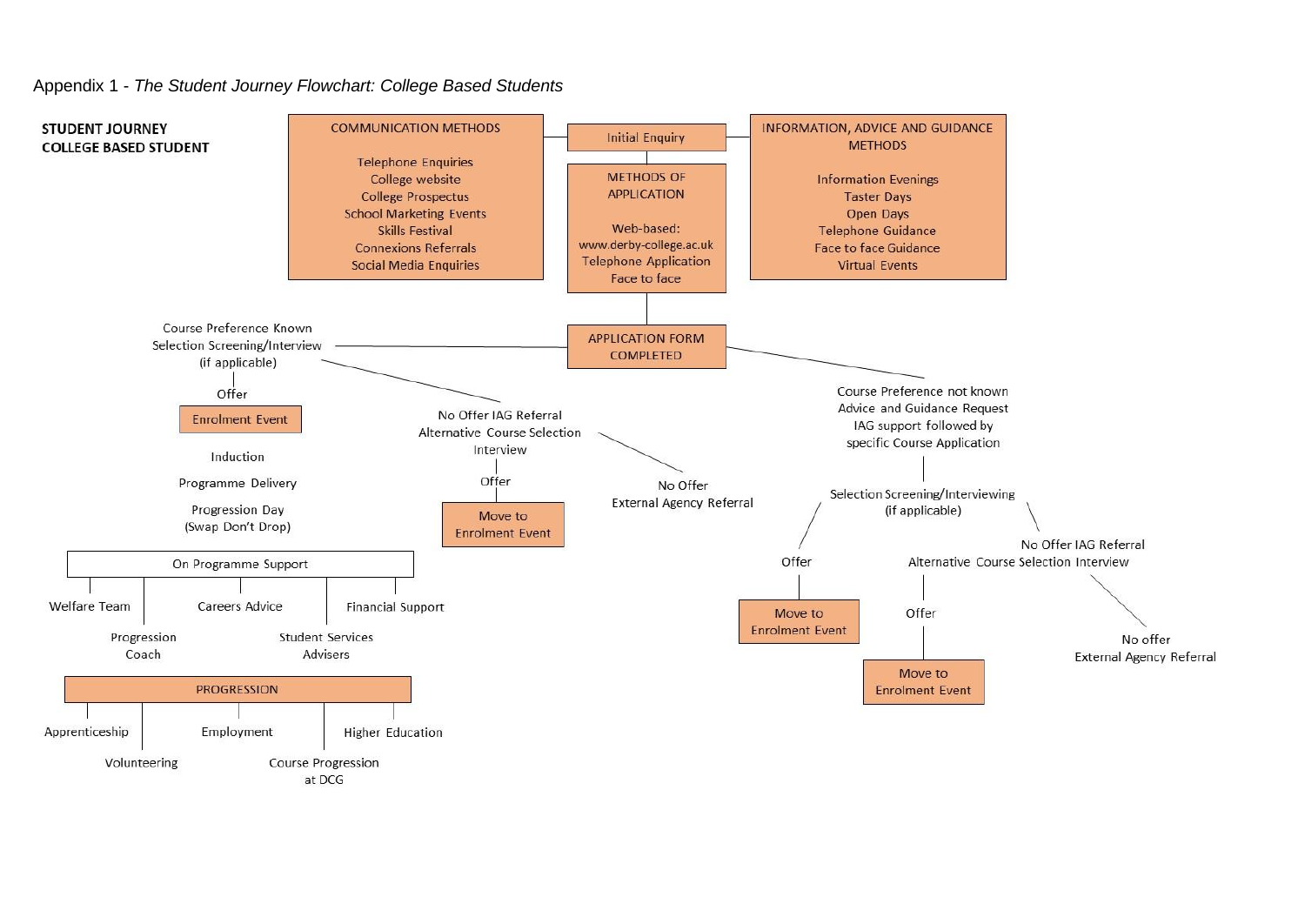Appendix 1 - *The Student Journey Flowchart: College Based Students*

**STUDENT JOURNEY**
**COLLEGE BASED STUDENT**

COMMUNICATION METHODS

- Telephone Enquiries
- College website
- College Prospectus
- School Marketing Events
- Skills Festival
- Connexions Referrals
- Social Media Enquiries

Initial Enquiry

METHODS OF APPLICATION

- Web-based: www.derby-college.ac.uk
- Telephone Application
- Face to face

INFORMATION, ADVICE AND GUIDANCE METHODS

- Information Evenings
- Taster Days
- Open Days
- Telephone Guidance
- Face to face Guidance
- Virtual Events

APPLICATION FORM COMPLETED

Course Preference Known
Selection Screening/Interview (if applicable)

Offer

Enrolment Event

Induction

Programme Delivery

Progression Day (Swap Don't Drop)

No Offer IAG Referral
Alternative Course Selection Interview

Offer

Move to Enrolment Event

No Offer
External Agency Referral

Course Preference not known
Advice and Guidance Request
IAG support followed by specific Course Application

Selection Screening/Interviewing (if applicable)

Offer

Move to Enrolment Event

No Offer IAG Referral
Alternative Course Selection Interview

Offer

Move to Enrolment Event

No offer
External Agency Referral

On Programme Support

- Welfare Team
- Progression Coach
- Careers Advice
- Student Services Advisers
- Financial Support

PROGRESSION

- Apprenticeship
- Volunteering
- Employment
- Course Progression at DCG
- Higher Education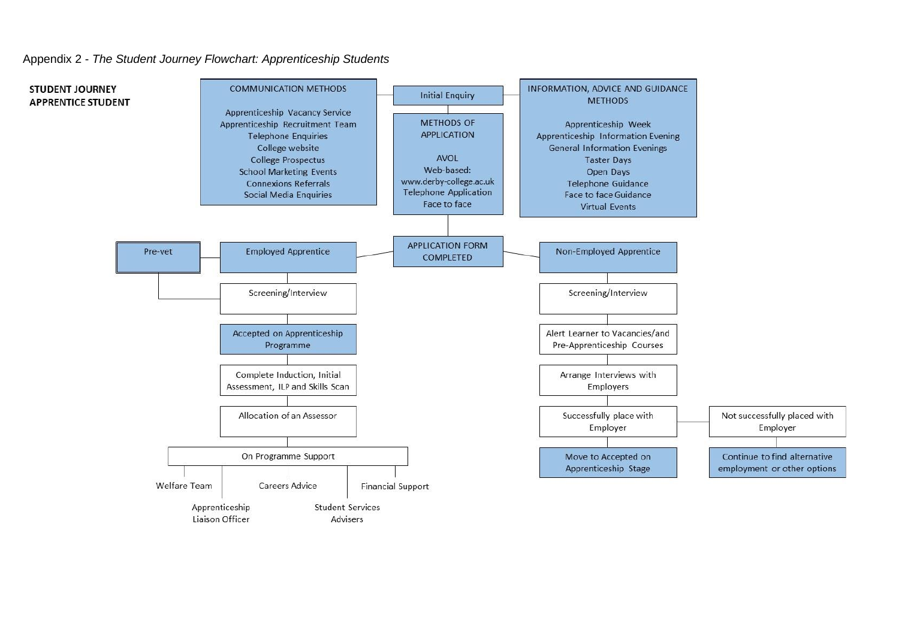Appendix 2 - *The Student Journey Flowchart: Apprenticeship Students*

**STUDENT JOURNEY**
**APPRENTICE STUDENT**

**COMMUNICATION METHODS**

- Apprenticeship Vacancy Service
- Apprenticeship Recruitment Team
- Telephone Enquiries
- College website
- College Prospectus
- School Marketing Events
- Connexions Referrals
- Social Media Enquiries

**Initial Enquiry**

**METHODS OF APPLICATION**

- AVOL
- Web-based: www.derby-college.ac.uk
- Telephone Application
- Face to face

**INFORMATION, ADVICE AND GUIDANCE METHODS**

- Apprenticeship Week
- Apprenticeship Information Evening
- General Information Evenings
- Taster Days
- Open Days
- Telephone Guidance
- Face to face Guidance
- Virtual Events

**APPLICATION FORM COMPLETED**

**Employed Apprentice** (linked to Pre-vet)

1. Screening/Interview (Pre-vet also links here)
2. Accepted on Apprenticeship Programme
3. Complete Induction, Initial Assessment, ILP and Skills Scan
4. Allocation of an Assessor
5. On Programme Support
   - Welfare Team
   - Apprenticeship Liaison Officer
   - Careers Advice
   - Student Services Advisers
   - Financial Support

**Non-Employed Apprentice**

1. Screening/Interview
2. Alert Learner to Vacancies/and Pre-Apprenticeship Courses
3. Arrange Interviews with Employers
4. Successfully place with Employer → Move to Accepted on Apprenticeship Stage
   - Not successfully placed with Employer → Continue to find alternative employment or other options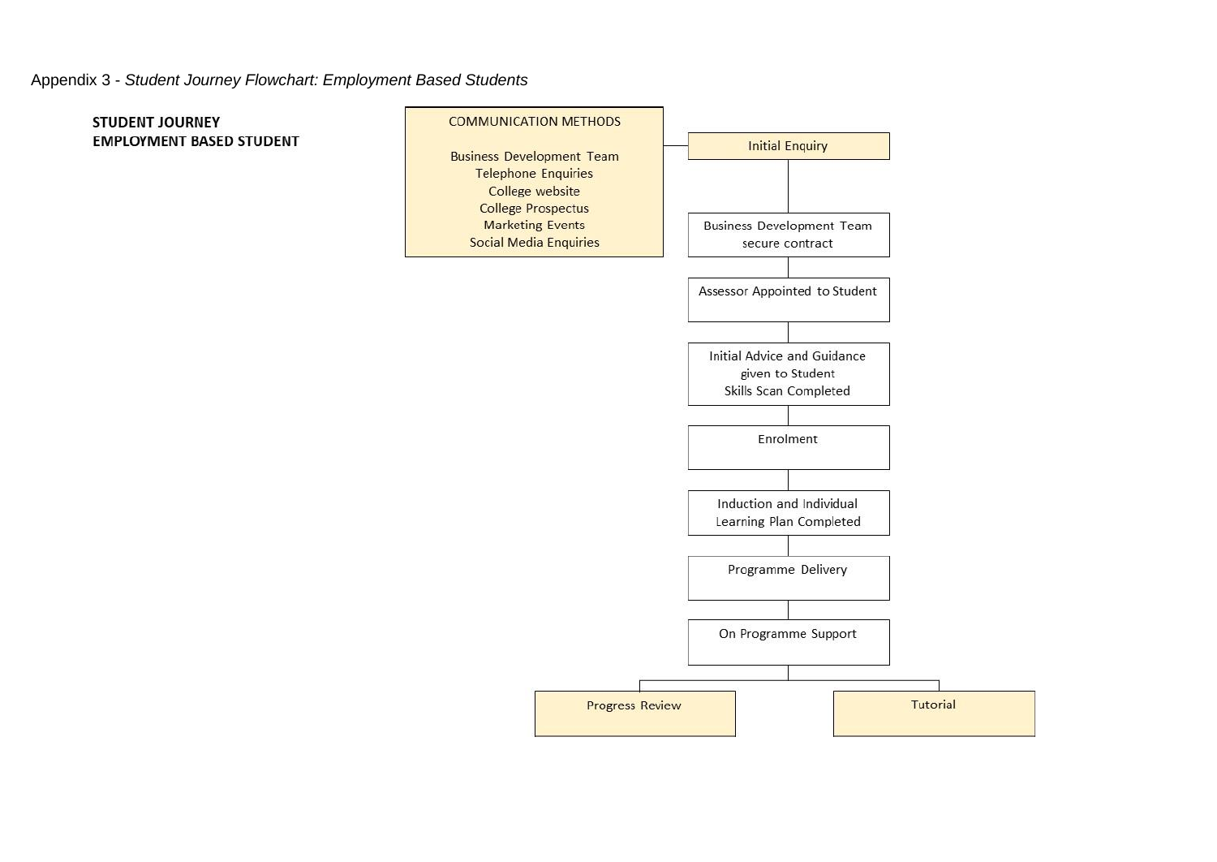Appendix 3 - *Student Journey Flowchart: Employment Based Students*

**STUDENT JOURNEY**
**EMPLOYMENT BASED STUDENT**

COMMUNICATION METHODS

Business Development Team
Telephone Enquiries
College website
College Prospectus
Marketing Events
Social Media Enquiries

Initial Enquiry

Business Development Team secure contract

Assessor Appointed to Student

Initial Advice and Guidance given to Student
Skills Scan Completed

Enrolment

Induction and Individual Learning Plan Completed

Programme Delivery

On Programme Support

Progress Review

Tutorial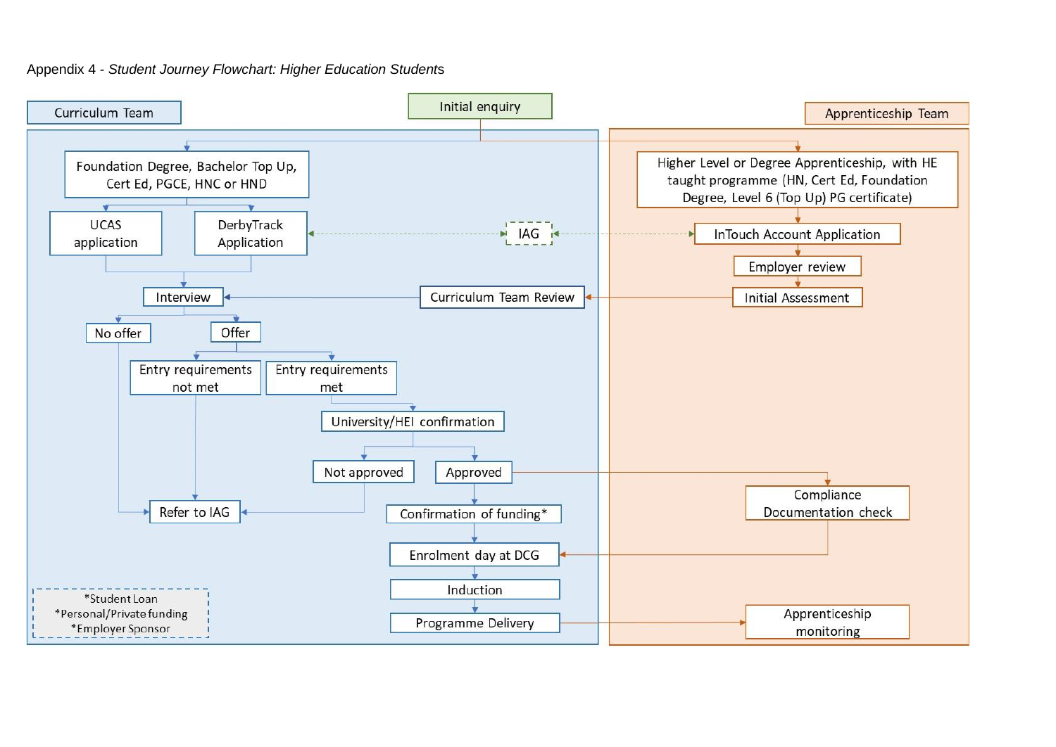Appendix 4 - *Student Journey Flowchart: Higher Education Students*

**Curriculum Team**

Initial enquiry

- Foundation Degree, Bachelor Top Up, Cert Ed, PGCE, HNC or HND
  - UCAS application
  - DerbyTrack Application
- Interview
  - No offer → Refer to IAG
  - Offer
    - Entry requirements not met → Refer to IAG
    - Entry requirements met
      - University/HEI confirmation
        - Not approved → Refer to IAG
        - Approved
          - Confirmation of funding*
          - Enrolment day at DCG
          - Induction
          - Programme Delivery

IAG

*Student Loan
*Personal/Private funding
*Employer Sponsor

**Apprenticeship Team**

- Higher Level or Degree Apprenticeship, with HE taught programme (HN, Cert Ed, Foundation Degree, Level 6 (Top Up) PG certificate)
  - InTouch Account Application
  - Employer review
  - Initial Assessment
  - Curriculum Team Review → Interview
- Compliance Documentation check (from Approved) → Enrolment day at DCG
- Apprenticeship monitoring (from Programme Delivery)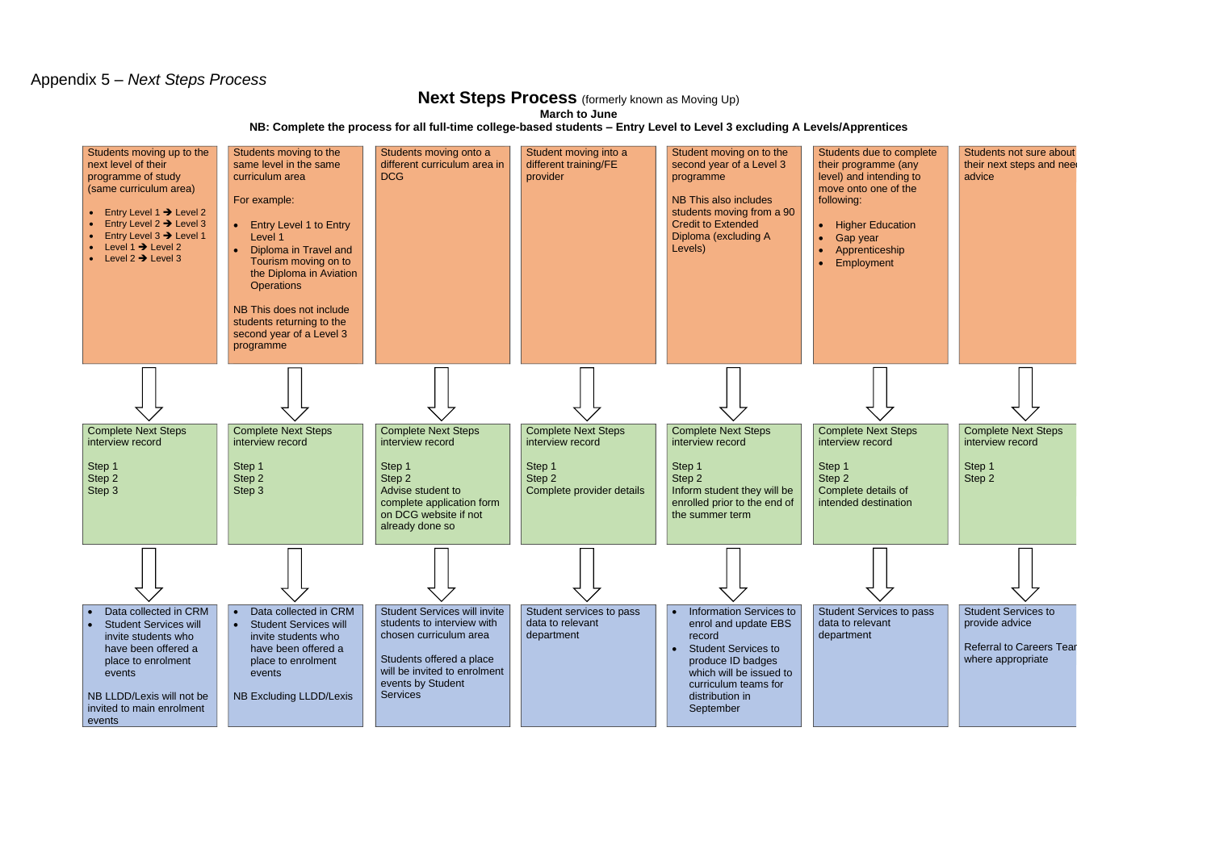Appendix 5 – *Next Steps Process*

## **Next Steps Process** (formerly known as Moving Up)

**March to June**

**NB: Complete the process for all full-time college-based students – Entry Level to Level 3 excluding A Levels/Apprentices**

| Students moving up to the next level of their programme of study (same curriculum area) | Students moving to the same level in the same curriculum area | Students moving onto a different curriculum area in DCG | Student moving into a different training/FE provider | Student moving on to the second year of a Level 3 programme | Students due to complete their programme (any level) and intending to move onto one of the following: | Students not sure about their next steps and need advice |
|---|---|---|---|---|---|---|
| • Entry Level 1 → Level 2<br>• Entry Level 2 → Level 3<br>• Entry Level 3 → Level 1<br>• Level 1 → Level 2<br>• Level 2 → Level 3 | For example:<br><br>• Entry Level 1 to Entry Level 1<br>• Diploma in Travel and Tourism moving on to the Diploma in Aviation Operations<br><br>NB This does not include students returning to the second year of a Level 3 programme | | | NB This also includes students moving from a 90 Credit to Extended Diploma (excluding A Levels) | • Higher Education<br>• Gap year<br>• Apprenticeship<br>• Employment | |
| ⇩ | ⇩ | ⇩ | ⇩ | ⇩ | ⇩ | ⇩ |
| Complete Next Steps interview record<br><br>Step 1<br>Step 2<br>Step 3 | Complete Next Steps interview record<br><br>Step 1<br>Step 2<br>Step 3 | Complete Next Steps interview record<br><br>Step 1<br>Step 2<br>Advise student to complete application form on DCG website if not already done so | Complete Next Steps interview record<br><br>Step 1<br>Step 2<br>Complete provider details | Complete Next Steps interview record<br><br>Step 1<br>Step 2<br>Inform student they will be enrolled prior to the end of the summer term | Complete Next Steps interview record<br><br>Step 1<br>Step 2<br>Complete details of intended destination | Complete Next Steps interview record<br><br>Step 1<br>Step 2 |
| ⇩ | ⇩ | ⇩ | ⇩ | ⇩ | ⇩ | ⇩ |
| • Data collected in CRM<br>• Student Services will invite students who have been offered a place to enrolment events<br><br>NB LLDD/Lexis will not be invited to main enrolment events | • Data collected in CRM<br>• Student Services will invite students who have been offered a place to enrolment events<br><br>NB Excluding LLDD/Lexis | Student Services will invite students to interview with chosen curriculum area<br><br>Students offered a place will be invited to enrolment events by Student Services | Student services to pass data to relevant department | • Information Services to enrol and update EBS record<br>• Student Services to produce ID badges which will be issued to curriculum teams for distribution in September | Student Services to pass data to relevant department | Student Services to provide advice<br><br>Referral to Careers Team where appropriate |